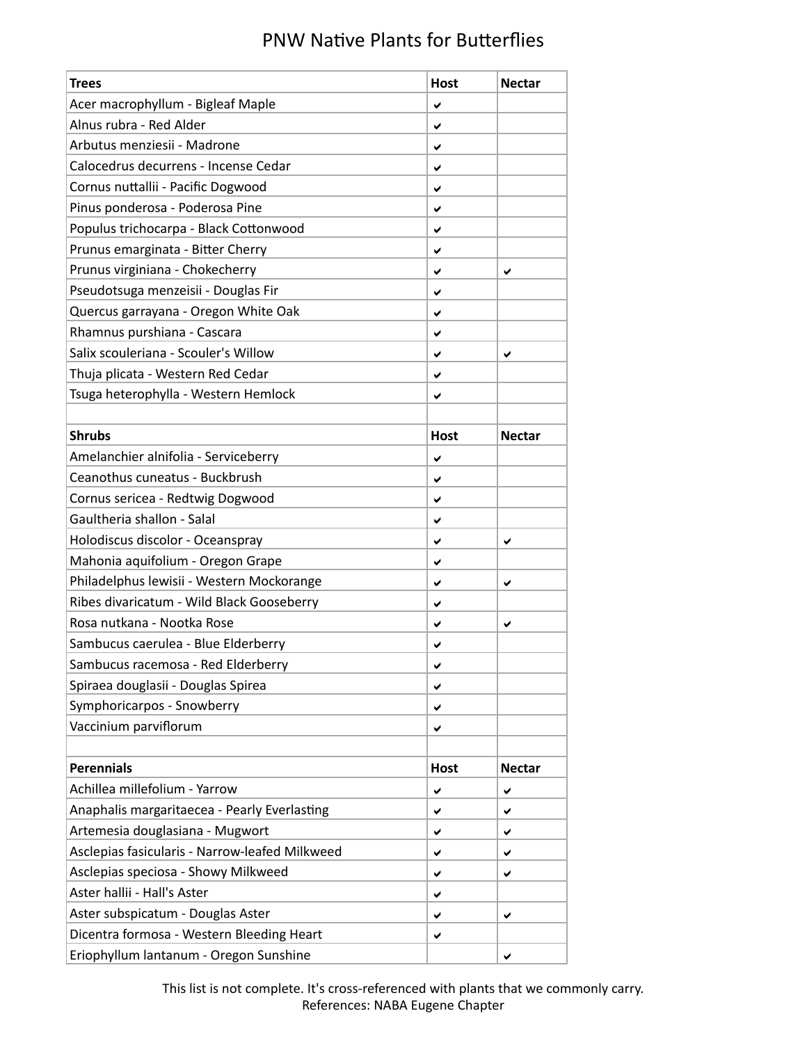# PNW Native Plants for Butterflies

| Trees | Host | Nectar |
|---|---|---|
| Acer macrophyllum - Bigleaf Maple | ✔ | |
| Alnus rubra - Red Alder | ✔ | |
| Arbutus menziesii - Madrone | ✔ | |
| Calocedrus decurrens - Incense Cedar | ✔ | |
| Cornus nuttallii - Pacific Dogwood | ✔ | |
| Pinus ponderosa - Poderosa Pine | ✔ | |
| Populus trichocarpa - Black Cottonwood | ✔ | |
| Prunus emarginata - Bitter Cherry | ✔ | |
| Prunus virginiana - Chokecherry | ✔ | ✔ |
| Pseudotsuga menzeisii - Douglas Fir | ✔ | |
| Quercus garrayana - Oregon White Oak | ✔ | |
| Rhamnus purshiana - Cascara | ✔ | |
| Salix scouleriana - Scouler's Willow | ✔ | ✔ |
| Thuja plicata - Western Red Cedar | ✔ | |
| Tsuga heterophylla - Western Hemlock | ✔ | |
| | | |
| **Shrubs** | **Host** | **Nectar** |
| Amelanchier alnifolia - Serviceberry | ✔ | |
| Ceanothus cuneatus - Buckbrush | ✔ | |
| Cornus sericea - Redtwig Dogwood | ✔ | |
| Gaultheria shallon - Salal | ✔ | |
| Holodiscus discolor - Oceanspray | ✔ | ✔ |
| Mahonia aquifolium - Oregon Grape | ✔ | |
| Philadelphus lewisii - Western Mockorange | ✔ | ✔ |
| Ribes divaricatum - Wild Black Gooseberry | ✔ | |
| Rosa nutkana - Nootka Rose | ✔ | ✔ |
| Sambucus caerulea - Blue Elderberry | ✔ | |
| Sambucus racemosa - Red Elderberry | ✔ | |
| Spiraea douglasii - Douglas Spirea | ✔ | |
| Symphoricarpos - Snowberry | ✔ | |
| Vaccinium parviflorum | ✔ | |
| | | |
| **Perennials** | **Host** | **Nectar** |
| Achillea millefolium - Yarrow | ✔ | ✔ |
| Anaphalis margaritaecea - Pearly Everlasting | ✔ | ✔ |
| Artemesia douglasiana - Mugwort | ✔ | ✔ |
| Asclepias fasicularis - Narrow-leafed Milkweed | ✔ | ✔ |
| Asclepias speciosa - Showy Milkweed | ✔ | ✔ |
| Aster hallii - Hall's Aster | ✔ | |
| Aster subspicatum - Douglas Aster | ✔ | ✔ |
| Dicentra formosa - Western Bleeding Heart | ✔ | |
| Eriophyllum lantanum - Oregon Sunshine | | ✔ |

This list is not complete. It's cross-referenced with plants that we commonly carry.
References: NABA Eugene Chapter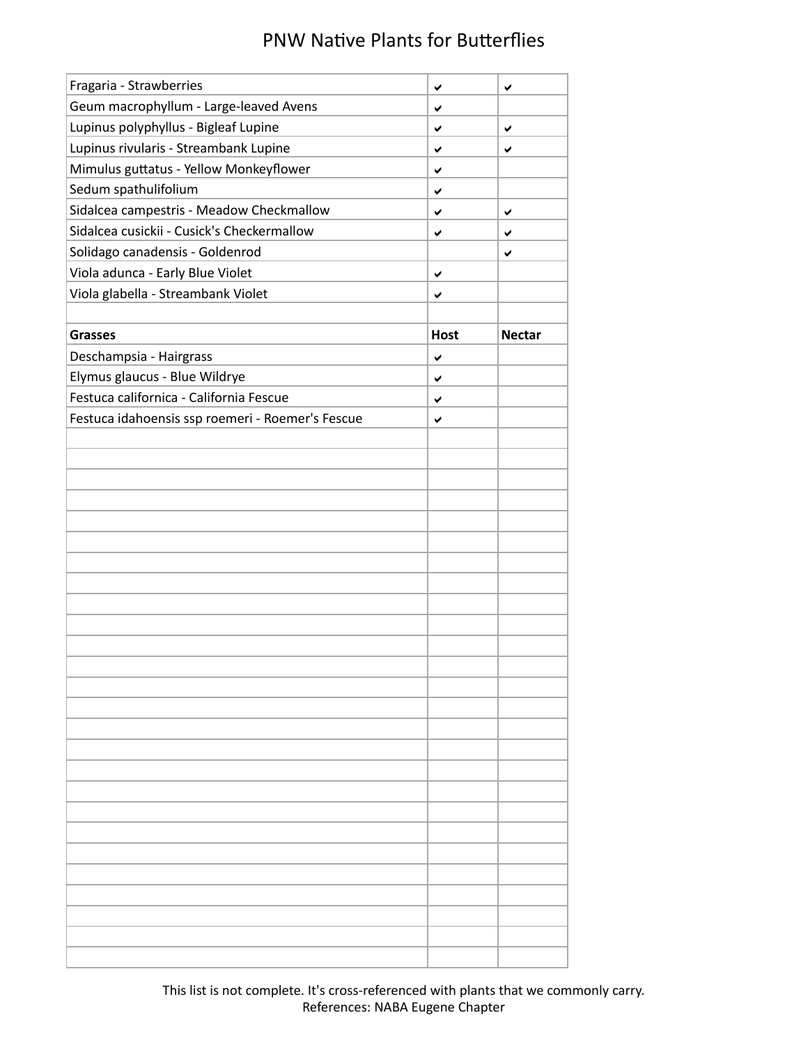# PNW Native Plants for Butterflies

| | | |
|---|---|---|
| Fragaria - Strawberries | ✔ | ✔ |
| Geum macrophyllum - Large-leaved Avens | ✔ | |
| Lupinus polyphyllus - Bigleaf Lupine | ✔ | ✔ |
| Lupinus rivularis - Streambank Lupine | ✔ | ✔ |
| Mimulus guttatus - Yellow Monkeyflower | ✔ | |
| Sedum spathulifolium | ✔ | |
| Sidalcea campestris - Meadow Checkmallow | ✔ | ✔ |
| Sidalcea cusickii - Cusick's Checkermallow | ✔ | ✔ |
| Solidago canadensis - Goldenrod | | ✔ |
| Viola adunca - Early Blue Violet | ✔ | |
| Viola glabella - Streambank Violet | ✔ | |
| | | |
| **Grasses** | **Host** | **Nectar** |
| Deschampsia - Hairgrass | ✔ | |
| Elymus glaucus - Blue Wildrye | ✔ | |
| Festuca californica - California Fescue | ✔ | |
| Festuca idahoensis ssp roemeri - Roemer's Fescue | ✔ | |

This list is not complete. It's cross-referenced with plants that we commonly carry.
References: NABA Eugene Chapter